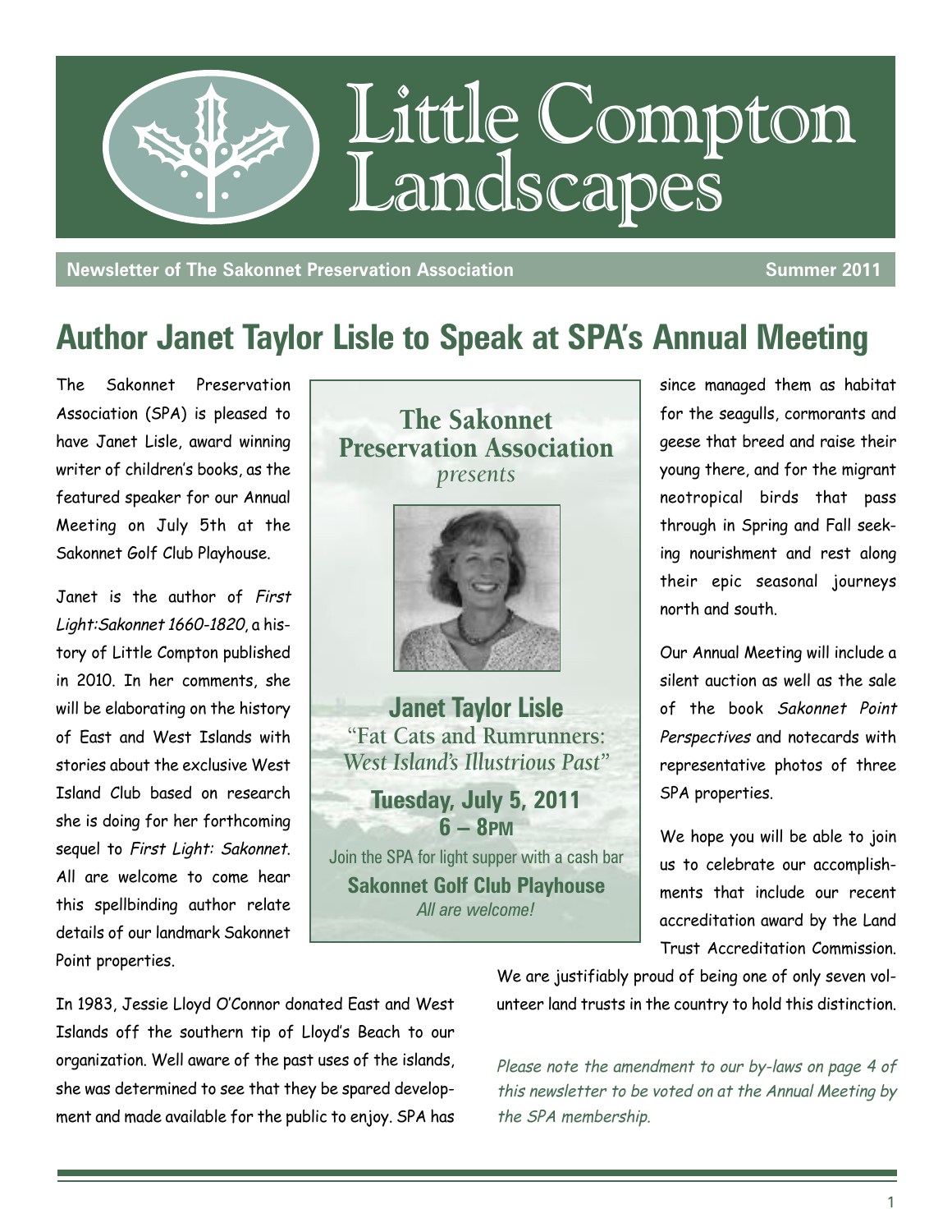# Little Compton Landscapes

**Newsletter of The Sakonnet Preservation Association** **Summer 2011**

## Author Janet Taylor Lisle to Speak at SPA's Annual Meeting

The Sakonnet Preservation Association (SPA) is pleased to have Janet Lisle, award winning writer of children's books, as the featured speaker for our Annual Meeting on July 5th at the Sakonnet Golf Club Playhouse.

Janet is the author of *First Light:Sakonnet 1660-1820*, a history of Little Compton published in 2010. In her comments, she will be elaborating on the history of East and West Islands with stories about the exclusive West Island Club based on research she is doing for her forthcoming sequel to *First Light: Sakonnet*. All are welcome to come hear this spellbinding author relate details of our landmark Sakonnet Point properties.

> **The Sakonnet Preservation Association**
> *presents*
>
> **Janet Taylor Lisle**
> "Fat Cats and Rumrunners: *West Island's Illustrious Past*"
>
> **Tuesday, July 5, 2011**
> **6 – 8PM**
>
> Join the SPA for light supper with a cash bar
>
> **Sakonnet Golf Club Playhouse**
> *All are welcome!*

In 1983, Jessie Lloyd O'Connor donated East and West Islands off the southern tip of Lloyd's Beach to our organization. Well aware of the past uses of the islands, she was determined to see that they be spared development and made available for the public to enjoy. SPA has since managed them as habitat for the seagulls, cormorants and geese that breed and raise their young there, and for the migrant neotropical birds that pass through in Spring and Fall seeking nourishment and rest along their epic seasonal journeys north and south.

Our Annual Meeting will include a silent auction as well as the sale of the book *Sakonnet Point Perspectives* and notecards with representative photos of three SPA properties.

We hope you will be able to join us to celebrate our accomplishments that include our recent accreditation award by the Land Trust Accreditation Commission. We are justifiably proud of being one of only seven volunteer land trusts in the country to hold this distinction.

*Please note the amendment to our by-laws on page 4 of this newsletter to be voted on at the Annual Meeting by the SPA membership.*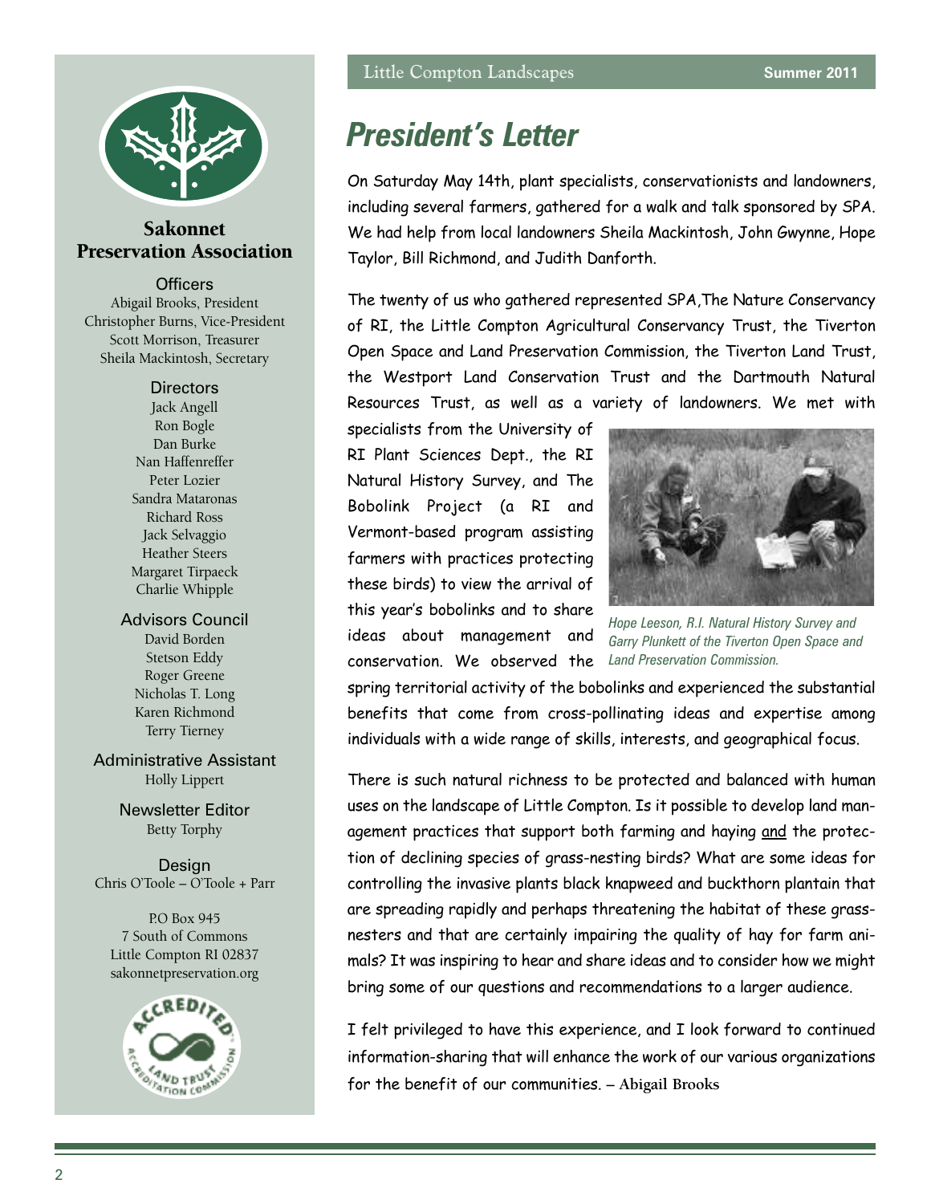# Sakonnet Preservation Association

**Officers**
Abigail Brooks, President
Christopher Burns, Vice-President
Scott Morrison, Treasurer
Sheila Mackintosh, Secretary

**Directors**
Jack Angell
Ron Bogle
Dan Burke
Nan Haffenreffer
Peter Lozier
Sandra Mataronas
Richard Ross
Jack Selvaggio
Heather Steers
Margaret Tirpaeck
Charlie Whipple

**Advisors Council**
David Borden
Stetson Eddy
Roger Greene
Nicholas T. Long
Karen Richmond
Terry Tierney

**Administrative Assistant**
Holly Lippert

**Newsletter Editor**
Betty Torphy

**Design**
Chris O'Toole – O'Toole + Parr

P.O Box 945
7 South of Commons
Little Compton RI 02837
sakonnetpreservation.org

# President's Letter

On Saturday May 14th, plant specialists, conservationists and landowners, including several farmers, gathered for a walk and talk sponsored by SPA. We had help from local landowners Sheila Mackintosh, John Gwynne, Hope Taylor, Bill Richmond, and Judith Danforth.

The twenty of us who gathered represented SPA,The Nature Conservancy of RI, the Little Compton Agricultural Conservancy Trust, the Tiverton Open Space and Land Preservation Commission, the Tiverton Land Trust, the Westport Land Conservation Trust and the Dartmouth Natural Resources Trust, as well as a variety of landowners. We met with specialists from the University of RI Plant Sciences Dept., the RI Natural History Survey, and The Bobolink Project (a RI and Vermont-based program assisting farmers with practices protecting these birds) to view the arrival of this year's bobolinks and to share ideas about management and conservation. We observed the spring territorial activity of the bobolinks and experienced the substantial benefits that come from cross-pollinating ideas and expertise among individuals with a wide range of skills, interests, and geographical focus.

*Hope Leeson, R.I. Natural History Survey and Garry Plunkett of the Tiverton Open Space and Land Preservation Commission.*

There is such natural richness to be protected and balanced with human uses on the landscape of Little Compton. Is it possible to develop land management practices that support both farming and haying and the protection of declining species of grass-nesting birds? What are some ideas for controlling the invasive plants black knapweed and buckthorn plantain that are spreading rapidly and perhaps threatening the habitat of these grass-nesters and that are certainly impairing the quality of hay for farm animals? It was inspiring to hear and share ideas and to consider how we might bring some of our questions and recommendations to a larger audience.

I felt privileged to have this experience, and I look forward to continued information-sharing that will enhance the work of our various organizations for the benefit of our communities. – **Abigail Brooks**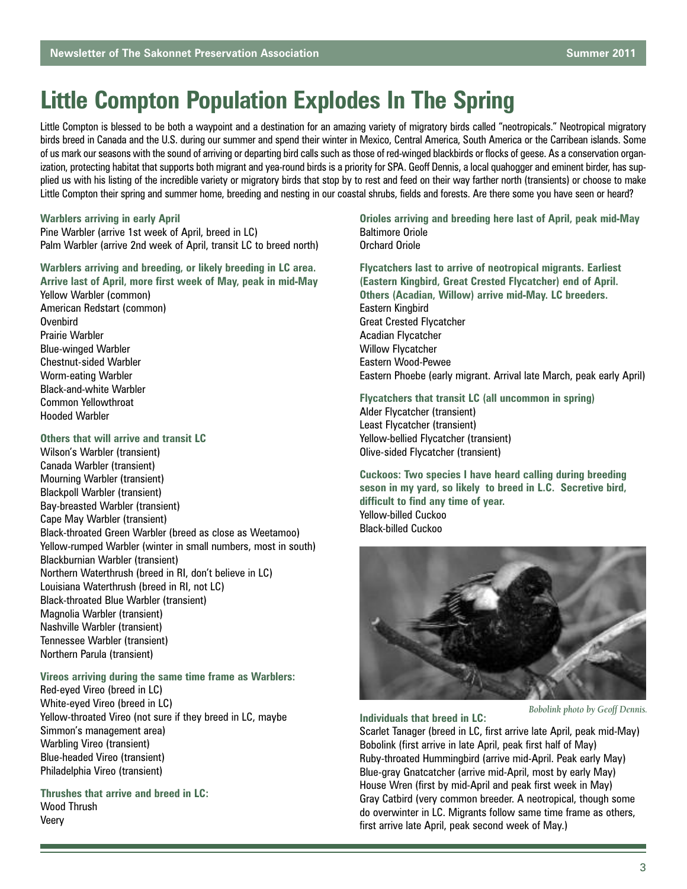// Little Compton Population Explodes In The Spring

Little Compton is blessed to be both a waypoint and a destination for an amazing variety of migratory birds called "neotropicals." Neotropical migratory birds breed in Canada and the U.S. during our summer and spend their winter in Mexico, Central America, South America or the Carribean islands. Some of us mark our seasons with the sound of arriving or departing bird calls such as those of red-winged blackbirds or flocks of geese. As a conservation organization, protecting habitat that supports both migrant and yea-round birds is a priority for SPA. Geoff Dennis, a local quahogger and eminent birder, has supplied us with his listing of the incredible variety or migratory birds that stop by to rest and feed on their way farther north (transients) or choose to make Little Compton their spring and summer home, breeding and nesting in our coastal shrubs, fields and forests. Are there some you have seen or heard?

**Warblers arriving in early April**

Pine Warbler (arrive 1st week of April, breed in LC)
Palm Warbler (arrive 2nd week of April, transit LC to breed north)

**Warblers arriving and breeding, or likely breeding in LC area. Arrive last of April, more first week of May, peak in mid-May**

Yellow Warbler (common)
American Redstart (common)
Ovenbird
Prairie Warbler
Blue-winged Warbler
Chestnut-sided Warbler
Worm-eating Warbler
Black-and-white Warbler
Common Yellowthroat
Hooded Warbler

**Others that will arrive and transit LC**

Wilson's Warbler (transient)
Canada Warbler (transient)
Mourning Warbler (transient)
Blackpoll Warbler (transient)
Bay-breasted Warbler (transient)
Cape May Warbler (transient)
Black-throated Green Warbler (breed as close as Weetamoo)
Yellow-rumped Warbler (winter in small numbers, most in south)
Blackburnian Warbler (transient)
Northern Waterthrush (breed in RI, don't believe in LC)
Louisiana Waterthrush (breed in RI, not LC)
Black-throated Blue Warbler (transient)
Magnolia Warbler (transient)
Nashville Warbler (transient)
Tennessee Warbler (transient)
Northern Parula (transient)

**Vireos arriving during the same time frame as Warblers:**

Red-eyed Vireo (breed in LC)
White-eyed Vireo (breed in LC)
Yellow-throated Vireo (not sure if they breed in LC, maybe Simmon's management area)
Warbling Vireo (transient)
Blue-headed Vireo (transient)
Philadelphia Vireo (transient)

**Thrushes that arrive and breed in LC:**

Wood Thrush
Veery

**Orioles arriving and breeding here last of April, peak mid-May**

Baltimore Oriole
Orchard Oriole

**Flycatchers last to arrive of neotropical migrants. Earliest (Eastern Kingbird, Great Crested Flycatcher) end of April. Others (Acadian, Willow) arrive mid-May. LC breeders.**

Eastern Kingbird
Great Crested Flycatcher
Acadian Flycatcher
Willow Flycatcher
Eastern Wood-Pewee
Eastern Phoebe (early migrant. Arrival late March, peak early April)

**Flycatchers that transit LC (all uncommon in spring)**

Alder Flycatcher (transient)
Least Flycatcher (transient)
Yellow-bellied Flycatcher (transient)
Olive-sided Flycatcher (transient)

**Cuckoos: Two species I have heard calling during breeding seson in my yard, so likely to breed in L.C. Secretive bird, difficult to find any time of year.**

Yellow-billed Cuckoo
Black-billed Cuckoo

*Bobolink photo by Geoff Dennis.*

**Individuals that breed in LC:**

Scarlet Tanager (breed in LC, first arrive late April, peak mid-May)
Bobolink (first arrive in late April, peak first half of May)
Ruby-throated Hummingbird (arrive mid-April. Peak early May)
Blue-gray Gnatcatcher (arrive mid-April, most by early May)
House Wren (first by mid-April and peak first week in May)
Gray Catbird (very common breeder. A neotropical, though some do overwinter in LC. Migrants follow same time frame as others, first arrive late April, peak second week of May.)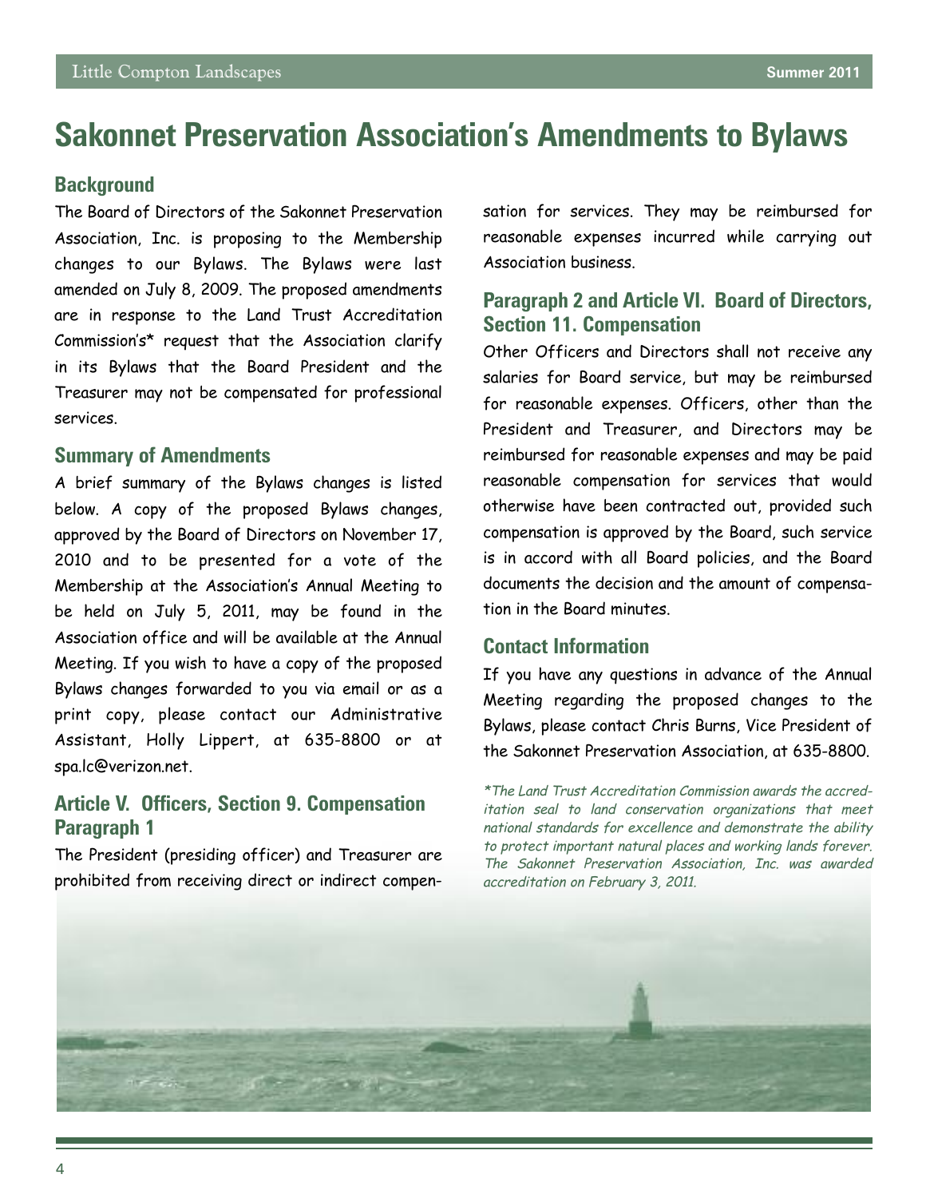# Sakonnet Preservation Association's Amendments to Bylaws

## Background

The Board of Directors of the Sakonnet Preservation Association, Inc. is proposing to the Membership changes to our Bylaws. The Bylaws were last amended on July 8, 2009. The proposed amendments are in response to the Land Trust Accreditation Commission's* request that the Association clarify in its Bylaws that the Board President and the Treasurer may not be compensated for professional services.

## Summary of Amendments

A brief summary of the Bylaws changes is listed below. A copy of the proposed Bylaws changes, approved by the Board of Directors on November 17, 2010 and to be presented for a vote of the Membership at the Association's Annual Meeting to be held on July 5, 2011, may be found in the Association office and will be available at the Annual Meeting. If you wish to have a copy of the proposed Bylaws changes forwarded to you via email or as a print copy, please contact our Administrative Assistant, Holly Lippert, at 635-8800 or at spa.lc@verizon.net.

## Article V. Officers, Section 9. Compensation Paragraph 1

The President (presiding officer) and Treasurer are prohibited from receiving direct or indirect compensation for services. They may be reimbursed for reasonable expenses incurred while carrying out Association business.

## Paragraph 2 and Article VI. Board of Directors, Section 11. Compensation

Other Officers and Directors shall not receive any salaries for Board service, but may be reimbursed for reasonable expenses. Officers, other than the President and Treasurer, and Directors may be reimbursed for reasonable expenses and may be paid reasonable compensation for services that would otherwise have been contracted out, provided such compensation is approved by the Board, such service is in accord with all Board policies, and the Board documents the decision and the amount of compensation in the Board minutes.

## Contact Information

If you have any questions in advance of the Annual Meeting regarding the proposed changes to the Bylaws, please contact Chris Burns, Vice President of the Sakonnet Preservation Association, at 635-8800.

*\*The Land Trust Accreditation Commission awards the accreditation seal to land conservation organizations that meet national standards for excellence and demonstrate the ability to protect important natural places and working lands forever. The Sakonnet Preservation Association, Inc. was awarded accreditation on February 3, 2011.*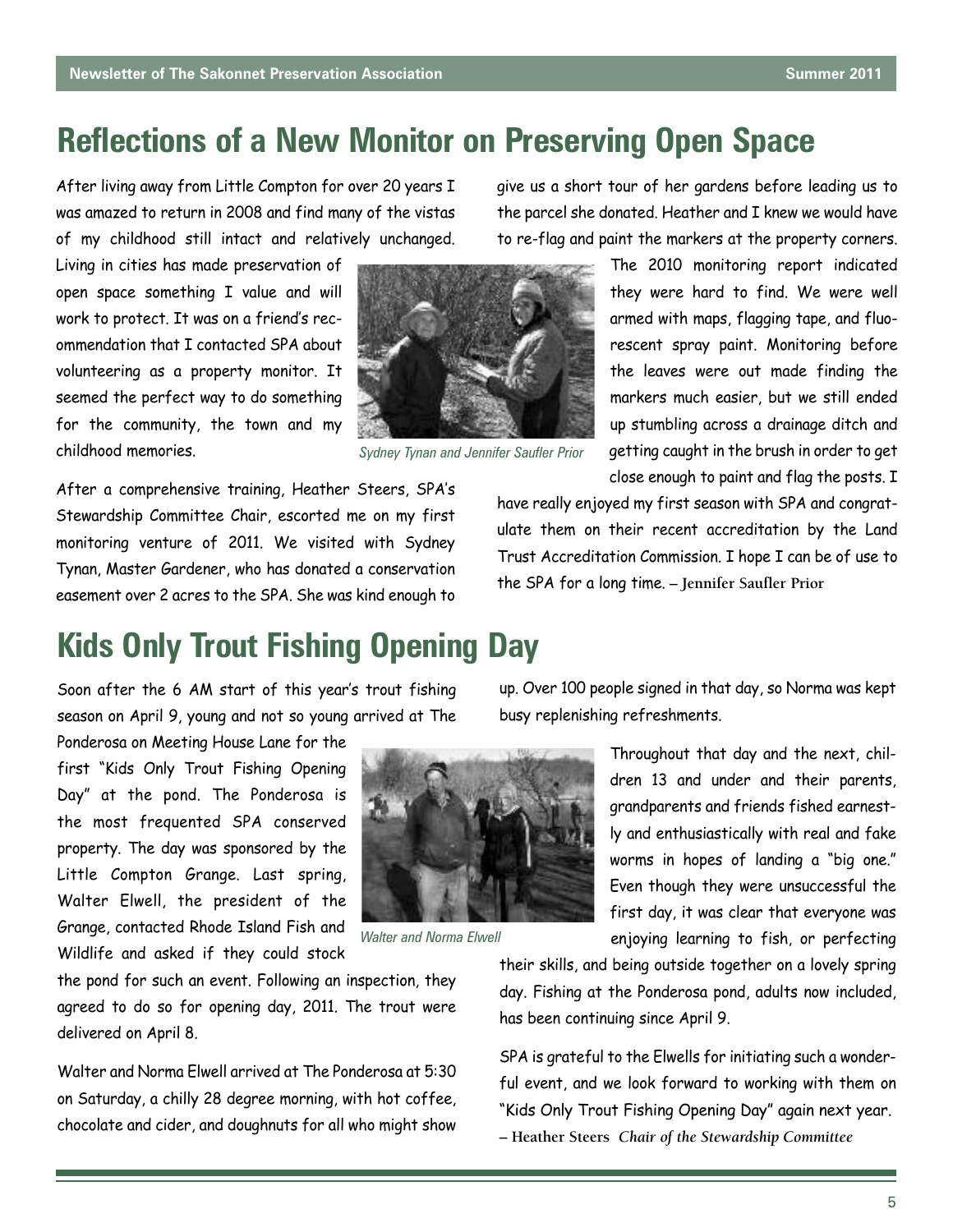# Reflections of a New Monitor on Preserving Open Space

After living away from Little Compton for over 20 years I was amazed to return in 2008 and find many of the vistas of my childhood still intact and relatively unchanged. Living in cities has made preservation of open space something I value and will work to protect. It was on a friend's recommendation that I contacted SPA about volunteering as a property monitor. It seemed the perfect way to do something for the community, the town and my childhood memories.

*Sydney Tynan and Jennifer Saufler Prior*

After a comprehensive training, Heather Steers, SPA's Stewardship Committee Chair, escorted me on my first monitoring venture of 2011. We visited with Sydney Tynan, Master Gardener, who has donated a conservation easement over 2 acres to the SPA. She was kind enough to give us a short tour of her gardens before leading us to the parcel she donated. Heather and I knew we would have to re-flag and paint the markers at the property corners. The 2010 monitoring report indicated they were hard to find. We were well armed with maps, flagging tape, and fluorescent spray paint. Monitoring before the leaves were out made finding the markers much easier, but we still ended up stumbling across a drainage ditch and getting caught in the brush in order to get close enough to paint and flag the posts. I have really enjoyed my first season with SPA and congratulate them on their recent accreditation by the Land Trust Accreditation Commission. I hope I can be of use to the SPA for a long time. – **Jennifer Saufler Prior**

# Kids Only Trout Fishing Opening Day

Soon after the 6 AM start of this year's trout fishing season on April 9, young and not so young arrived at The Ponderosa on Meeting House Lane for the first "Kids Only Trout Fishing Opening Day" at the pond. The Ponderosa is the most frequented SPA conserved property. The day was sponsored by the Little Compton Grange. Last spring, Walter Elwell, the president of the Grange, contacted Rhode Island Fish and Wildlife and asked if they could stock the pond for such an event. Following an inspection, they agreed to do so for opening day, 2011. The trout were delivered on April 8.

*Walter and Norma Elwell*

Walter and Norma Elwell arrived at The Ponderosa at 5:30 on Saturday, a chilly 28 degree morning, with hot coffee, chocolate and cider, and doughnuts for all who might show up. Over 100 people signed in that day, so Norma was kept busy replenishing refreshments.

Throughout that day and the next, children 13 and under and their parents, grandparents and friends fished earnestly and enthusiastically with real and fake worms in hopes of landing a "big one." Even though they were unsuccessful the first day, it was clear that everyone was enjoying learning to fish, or perfecting their skills, and being outside together on a lovely spring day. Fishing at the Ponderosa pond, adults now included, has been continuing since April 9.

SPA is grateful to the Elwells for initiating such a wonderful event, and we look forward to working with them on "Kids Only Trout Fishing Opening Day" again next year.
– **Heather Steers** *Chair of the Stewardship Committee*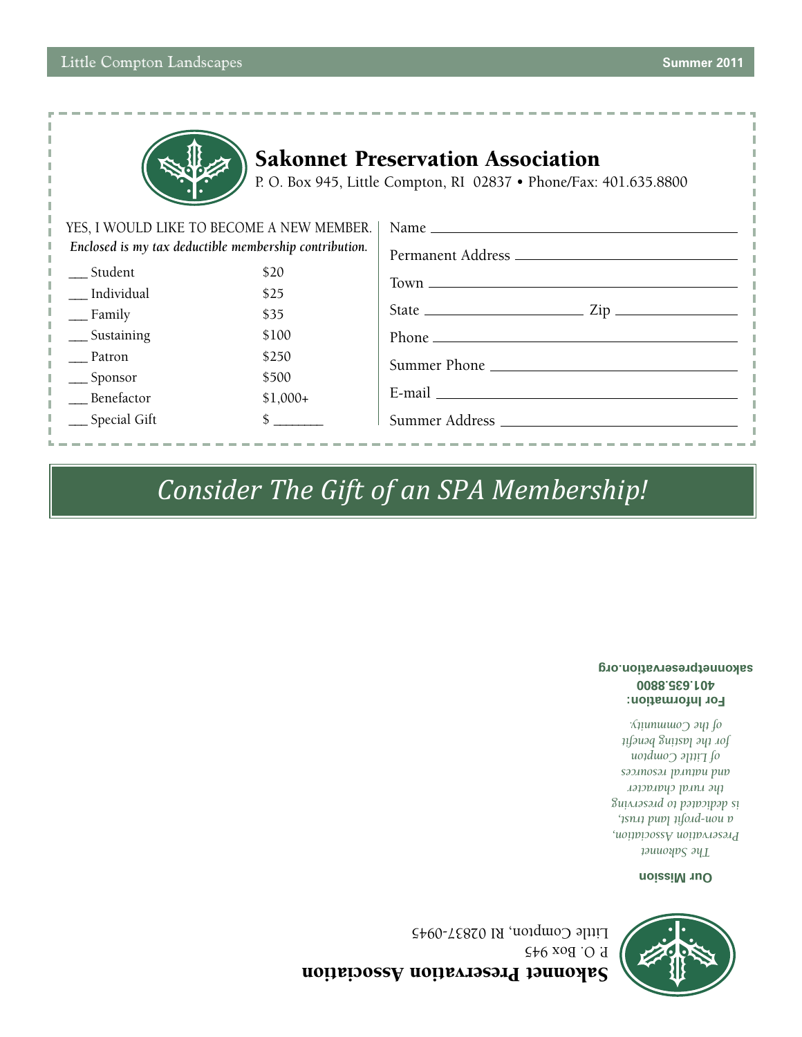## Sakonnet Preservation Association

P. O. Box 945, Little Compton, RI 02837 • Phone/Fax: 401.635.8800

YES, I WOULD LIKE TO BECOME A NEW MEMBER.

***Enclosed is my tax deductible membership contribution.***

| | |
|---|---|
| ___ Student | $20 |
| ___ Individual | $25 |
| ___ Family | $35 |
| ___ Sustaining | $100 |
| ___ Patron | $250 |
| ___ Sponsor | $500 |
| ___ Benefactor | $1,000+ |
| ___ Special Gift | $ _______ |

Name ______________________________

Permanent Address ______________________________

Town ______________________________

State ______________ Zip ______________

Phone ______________________________

Summer Phone ______________________________

E-mail ______________________________

Summer Address ______________________________

## *Consider The Gift of an SPA Membership!*

**Our Mission**

*The Sakonnet Preservation Association, a non-profit land trust, is dedicated to preserving the rural character and natural resources of Little Compton for the lasting benefit of the Community.*

**For Information:**
**401.635.8800**
**sakonnetpreservation.org**

**Sakonnet Preservation Association**
P. O. Box 945
Little Compton, RI 02837-0945